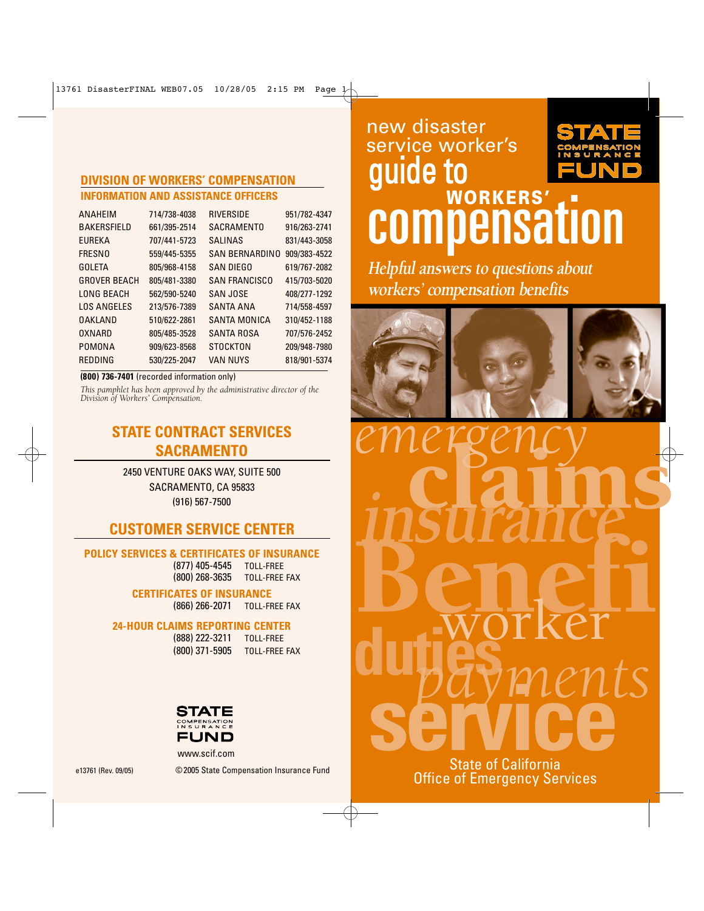# new disaster service worker's guide to WORKERS' compensation

*Helpful answers to questions about workers' compensation benefits*

State of California
Office of Emergency Services

## DIVISION OF WORKERS' COMPENSATION

### INFORMATION AND ASSISTANCE OFFICERS

| | | | |
|---|---|---|---|
| ANAHEIM | 714/738-4038 | RIVERSIDE | 951/782-4347 |
| BAKERSFIELD | 661/395-2514 | SACRAMENTO | 916/263-2741 |
| EUREKA | 707/441-5723 | SALINAS | 831/443-3058 |
| FRESNO | 559/445-5355 | SAN BERNARDINO | 909/383-4522 |
| GOLETA | 805/968-4158 | SAN DIEGO | 619/767-2082 |
| GROVER BEACH | 805/481-3380 | SAN FRANCISCO | 415/703-5020 |
| LONG BEACH | 562/590-5240 | SAN JOSE | 408/277-1292 |
| LOS ANGELES | 213/576-7389 | SANTA ANA | 714/558-4597 |
| OAKLAND | 510/622-2861 | SANTA MONICA | 310/452-1188 |
| OXNARD | 805/485-3528 | SANTA ROSA | 707/576-2452 |
| POMONA | 909/623-8568 | STOCKTON | 209/948-7980 |
| REDDING | 530/225-2047 | VAN NUYS | 818/901-5374 |

**(800) 736-7401** (recorded information only)

*This pamphlet has been approved by the administrative director of the Division of Workers' Compensation.*

## STATE CONTRACT SERVICES SACRAMENTO

2450 VENTURE OAKS WAY, SUITE 500
SACRAMENTO, CA 95833
(916) 567-7500

## CUSTOMER SERVICE CENTER

### POLICY SERVICES & CERTIFICATES OF INSURANCE

(877) 405-4545 TOLL-FREE
(800) 268-3635 TOLL-FREE FAX

### CERTIFICATES OF INSURANCE

(866) 266-2071 TOLL-FREE FAX

### 24-HOUR CLAIMS REPORTING CENTER

(888) 222-3211 TOLL-FREE
(800) 371-5905 TOLL-FREE FAX

STATE COMPENSATION INSURANCE FUND

www.scif.com

e13761 (Rev. 09/05)

© 2005 State Compensation Insurance Fund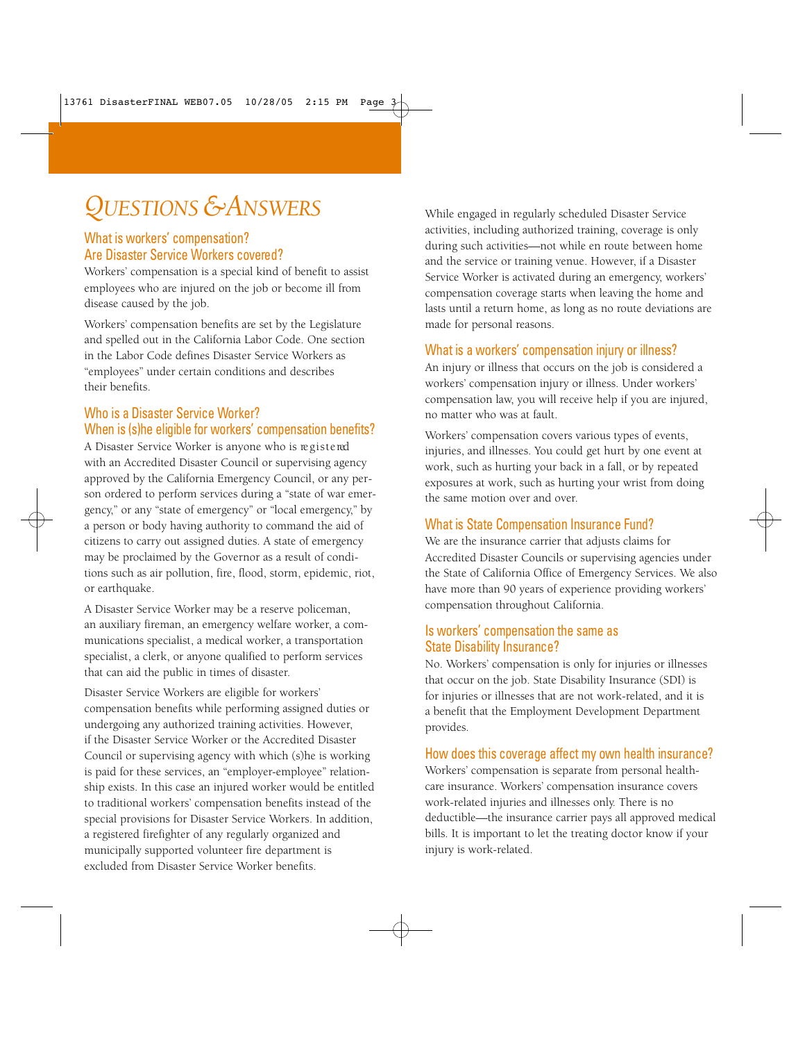# QUESTIONS & ANSWERS

## What is workers' compensation? Are Disaster Service Workers covered?

Workers' compensation is a special kind of benefit to assist employees who are injured on the job or become ill from disease caused by the job.

Workers' compensation benefits are set by the Legislature and spelled out in the California Labor Code. One section in the Labor Code defines Disaster Service Workers as "employees" under certain conditions and describes their benefits.

## Who is a Disaster Service Worker? When is (s)he eligible for workers' compensation benefits?

A Disaster Service Worker is anyone who is registered with an Accredited Disaster Council or supervising agency approved by the California Emergency Council, or any person ordered to perform services during a "state of war emergency," or any "state of emergency" or "local emergency," by a person or body having authority to command the aid of citizens to carry out assigned duties. A state of emergency may be proclaimed by the Governor as a result of conditions such as air pollution, fire, flood, storm, epidemic, riot, or earthquake.

A Disaster Service Worker may be a reserve policeman, an auxiliary fireman, an emergency welfare worker, a communications specialist, a medical worker, a transportation specialist, a clerk, or anyone qualified to perform services that can aid the public in times of disaster.

Disaster Service Workers are eligible for workers' compensation benefits while performing assigned duties or undergoing any authorized training activities. However, if the Disaster Service Worker or the Accredited Disaster Council or supervising agency with which (s)he is working is paid for these services, an "employer-employee" relationship exists. In this case an injured worker would be entitled to traditional workers' compensation benefits instead of the special provisions for Disaster Service Workers. In addition, a registered firefighter of any regularly organized and municipally supported volunteer fire department is excluded from Disaster Service Worker benefits.

While engaged in regularly scheduled Disaster Service activities, including authorized training, coverage is only during such activities—not while en route between home and the service or training venue. However, if a Disaster Service Worker is activated during an emergency, workers' compensation coverage starts when leaving the home and lasts until a return home, as long as no route deviations are made for personal reasons.

## What is a workers' compensation injury or illness?

An injury or illness that occurs on the job is considered a workers' compensation injury or illness. Under workers' compensation law, you will receive help if you are injured, no matter who was at fault.

Workers' compensation covers various types of events, injuries, and illnesses. You could get hurt by one event at work, such as hurting your back in a fall, or by repeated exposures at work, such as hurting your wrist from doing the same motion over and over.

## What is State Compensation Insurance Fund?

We are the insurance carrier that adjusts claims for Accredited Disaster Councils or supervising agencies under the State of California Office of Emergency Services. We also have more than 90 years of experience providing workers' compensation throughout California.

## Is workers' compensation the same as State Disability Insurance?

No. Workers' compensation is only for injuries or illnesses that occur on the job. State Disability Insurance (SDI) is for injuries or illnesses that are not work-related, and it is a benefit that the Employment Development Department provides.

## How does this coverage affect my own health insurance?

Workers' compensation is separate from personal healthcare insurance. Workers' compensation insurance covers work-related injuries and illnesses only. There is no deductible—the insurance carrier pays all approved medical bills. It is important to let the treating doctor know if your injury is work-related.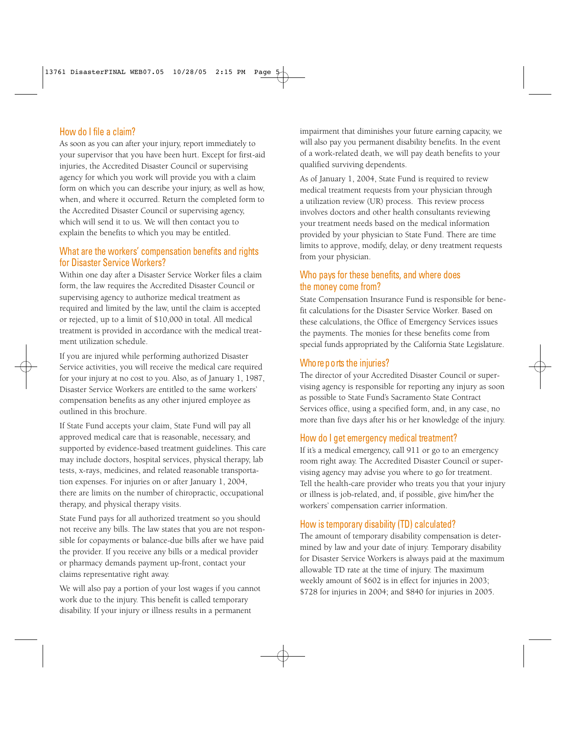## How do I file a claim?

As soon as you can after your injury, report immediately to your supervisor that you have been hurt. Except for first-aid injuries, the Accredited Disaster Council or supervising agency for which you work will provide you with a claim form on which you can describe your injury, as well as how, when, and where it occurred. Return the completed form to the Accredited Disaster Council or supervising agency, which will send it to us. We will then contact you to explain the benefits to which you may be entitled.

## What are the workers' compensation benefits and rights for Disaster Service Workers?

Within one day after a Disaster Service Worker files a claim form, the law requires the Accredited Disaster Council or supervising agency to authorize medical treatment as required and limited by the law, until the claim is accepted or rejected, up to a limit of $10,000 in total. All medical treatment is provided in accordance with the medical treatment utilization schedule.

If you are injured while performing authorized Disaster Service activities, you will receive the medical care required for your injury at no cost to you. Also, as of January 1, 1987, Disaster Service Workers are entitled to the same workers' compensation benefits as any other injured employee as outlined in this brochure.

If State Fund accepts your claim, State Fund will pay all approved medical care that is reasonable, necessary, and supported by evidence-based treatment guidelines. This care may include doctors, hospital services, physical therapy, lab tests, x-rays, medicines, and related reasonable transportation expenses. For injuries on or after January 1, 2004, there are limits on the number of chiropractic, occupational therapy, and physical therapy visits.

State Fund pays for all authorized treatment so you should not receive any bills. The law states that you are not responsible for copayments or balance-due bills after we have paid the provider. If you receive any bills or a medical provider or pharmacy demands payment up-front, contact your claims representative right away.

We will also pay a portion of your lost wages if you cannot work due to the injury. This benefit is called temporary disability. If your injury or illness results in a permanent impairment that diminishes your future earning capacity, we will also pay you permanent disability benefits. In the event of a work-related death, we will pay death benefits to your qualified surviving dependents.

As of January 1, 2004, State Fund is required to review medical treatment requests from your physician through a utilization review (UR) process. This review process involves doctors and other health consultants reviewing your treatment needs based on the medical information provided by your physician to State Fund. There are time limits to approve, modify, delay, or deny treatment requests from your physician.

## Who pays for these benefits, and where does the money come from?

State Compensation Insurance Fund is responsible for benefit calculations for the Disaster Service Worker. Based on these calculations, the Office of Emergency Services issues the payments. The monies for these benefits come from special funds appropriated by the California State Legislature.

## Who reports the injuries?

The director of your Accredited Disaster Council or supervising agency is responsible for reporting any injury as soon as possible to State Fund's Sacramento State Contract Services office, using a specified form, and, in any case, no more than five days after his or her knowledge of the injury.

## How do I get emergency medical treatment?

If it's a medical emergency, call 911 or go to an emergency room right away. The Accredited Disaster Council or supervising agency may advise you where to go for treatment. Tell the health-care provider who treats you that your injury or illness is job-related, and, if possible, give him/her the workers' compensation carrier information.

## How is temporary disability (TD) calculated?

The amount of temporary disability compensation is determined by law and your date of injury. Temporary disability for Disaster Service Workers is always paid at the maximum allowable TD rate at the time of injury. The maximum weekly amount of $602 is in effect for injuries in 2003; $728 for injuries in 2004; and $840 for injuries in 2005.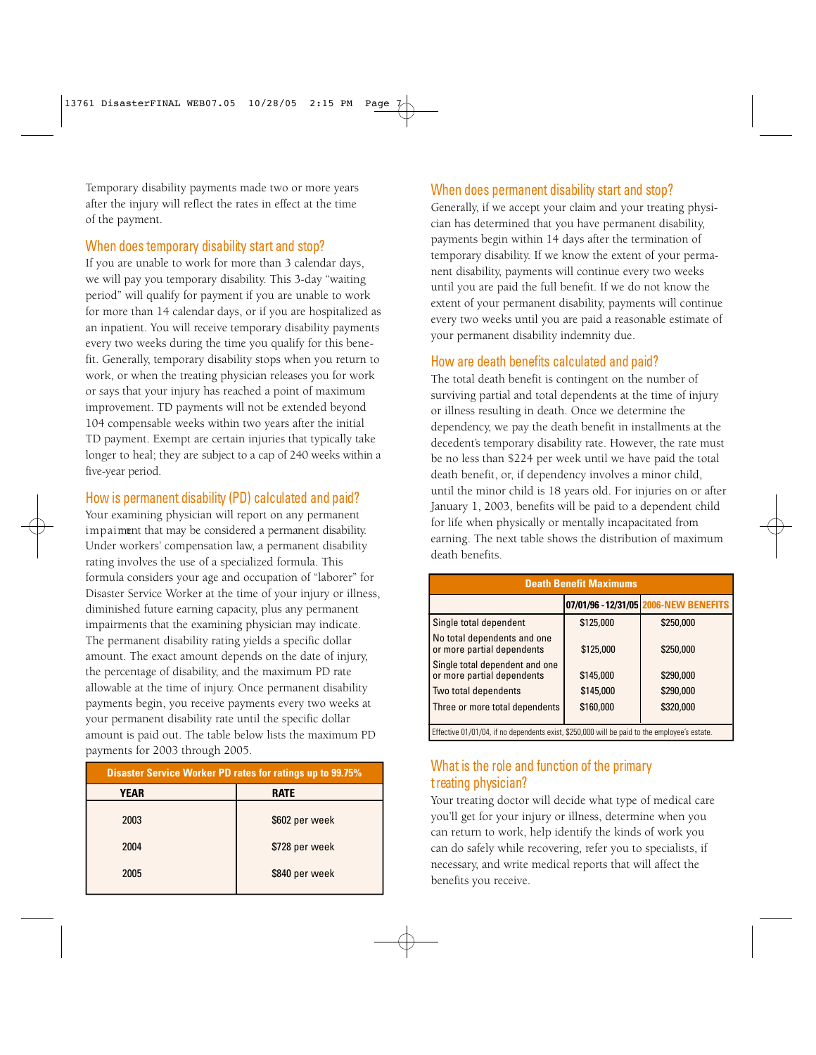Temporary disability payments made two or more years after the injury will reflect the rates in effect at the time of the payment.

## When does temporary disability start and stop?

If you are unable to work for more than 3 calendar days, we will pay you temporary disability. This 3-day "waiting period" will qualify for payment if you are unable to work for more than 14 calendar days, or if you are hospitalized as an inpatient. You will receive temporary disability payments every two weeks during the time you qualify for this benefit. Generally, temporary disability stops when you return to work, or when the treating physician releases you for work or says that your injury has reached a point of maximum improvement. TD payments will not be extended beyond 104 compensable weeks within two years after the initial TD payment. Exempt are certain injuries that typically take longer to heal; they are subject to a cap of 240 weeks within a five-year period.

## How is permanent disability (PD) calculated and paid?

Your examining physician will report on any permanent impairment that may be considered a permanent disability. Under workers' compensation law, a permanent disability rating involves the use of a specialized formula. This formula considers your age and occupation of "laborer" for Disaster Service Worker at the time of your injury or illness, diminished future earning capacity, plus any permanent impairments that the examining physician may indicate. The permanent disability rating yields a specific dollar amount. The exact amount depends on the date of injury, the percentage of disability, and the maximum PD rate allowable at the time of injury. Once permanent disability payments begin, you receive payments every two weeks at your permanent disability rate until the specific dollar amount is paid out. The table below lists the maximum PD payments for 2003 through 2005.

| Disaster Service Worker PD rates for ratings up to 99.75% | |
|---|---|
| **YEAR** | **RATE** |
| 2003 | $602 per week |
| 2004 | $728 per week |
| 2005 | $840 per week |

## When does permanent disability start and stop?

Generally, if we accept your claim and your treating physician has determined that you have permanent disability, payments begin within 14 days after the termination of temporary disability. If we know the extent of your permanent disability, payments will continue every two weeks until you are paid the full benefit. If we do not know the extent of your permanent disability, payments will continue every two weeks until you are paid a reasonable estimate of your permanent disability indemnity due.

## How are death benefits calculated and paid?

The total death benefit is contingent on the number of surviving partial and total dependents at the time of injury or illness resulting in death. Once we determine the dependency, we pay the death benefit in installments at the decedent's temporary disability rate. However, the rate must be no less than $224 per week until we have paid the total death benefit, or, if dependency involves a minor child, until the minor child is 18 years old. For injuries on or after January 1, 2003, benefits will be paid to a dependent child for life when physically or mentally incapacitated from earning. The next table shows the distribution of maximum death benefits.

| Death Benefit Maximums | | |
|---|---|---|
| | 07/01/96 - 12/31/05 | 2006-NEW BENEFITS |
| Single total dependent | $125,000 | $250,000 |
| No total dependents and one or more partial dependents | $125,000 | $250,000 |
| Single total dependent and one or more partial dependents | $145,000 | $290,000 |
| Two total dependents | $145,000 | $290,000 |
| Three or more total dependents | $160,000 | $320,000 |

Effective 01/01/04, if no dependents exist, $250,000 will be paid to the employee's estate.

## What is the role and function of the primary treating physician?

Your treating doctor will decide what type of medical care you'll get for your injury or illness, determine when you can return to work, help identify the kinds of work you can do safely while recovering, refer you to specialists, if necessary, and write medical reports that will affect the benefits you receive.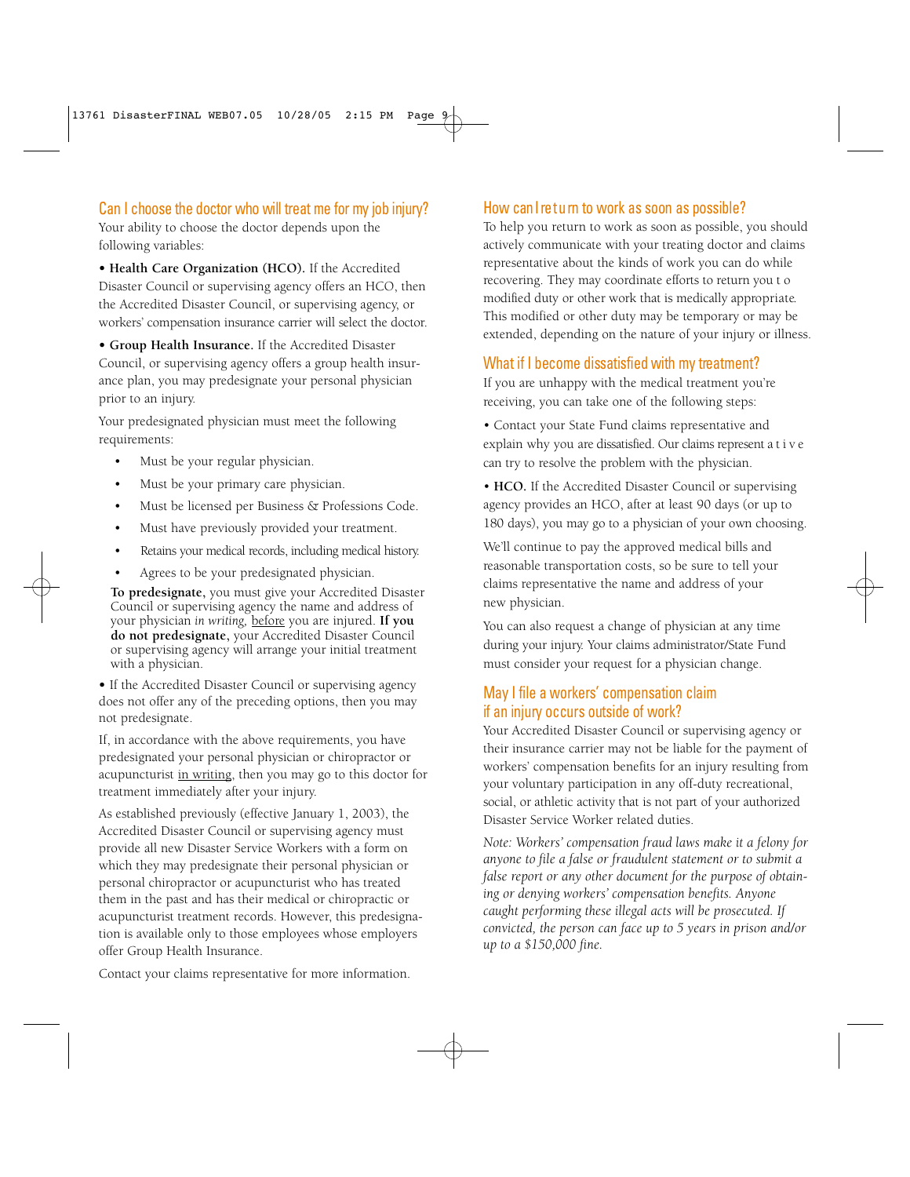## Can I choose the doctor who will treat me for my job injury?

Your ability to choose the doctor depends upon the following variables:

• **Health Care Organization (HCO).** If the Accredited Disaster Council or supervising agency offers an HCO, then the Accredited Disaster Council, or supervising agency, or workers' compensation insurance carrier will select the doctor.

• **Group Health Insurance.** If the Accredited Disaster Council, or supervising agency offers a group health insurance plan, you may predesignate your personal physician prior to an injury.

Your predesignated physician must meet the following requirements:

- Must be your regular physician.
- Must be your primary care physician.
- Must be licensed per Business & Professions Code.
- Must have previously provided your treatment.
- Retains your medical records, including medical history.
- Agrees to be your predesignated physician.

**To predesignate,** you must give your Accredited Disaster Council or supervising agency the name and address of your physician *in writing,* before you are injured. **If you do not predesignate,** your Accredited Disaster Council or supervising agency will arrange your initial treatment with a physician.

• If the Accredited Disaster Council or supervising agency does not offer any of the preceding options, then you may not predesignate.

If, in accordance with the above requirements, you have predesignated your personal physician or chiropractor or acupuncturist in writing, then you may go to this doctor for treatment immediately after your injury.

As established previously (effective January 1, 2003), the Accredited Disaster Council or supervising agency must provide all new Disaster Service Workers with a form on which they may predesignate their personal physician or personal chiropractor or acupuncturist who has treated them in the past and has their medical or chiropractic or acupuncturist treatment records. However, this predesignation is available only to those employees whose employers offer Group Health Insurance.

Contact your claims representative for more information.

## How can I return to work as soon as possible?

To help you return to work as soon as possible, you should actively communicate with your treating doctor and claims representative about the kinds of work you can do while recovering. They may coordinate efforts to return you to modified duty or other work that is medically appropriate. This modified or other duty may be temporary or may be extended, depending on the nature of your injury or illness.

## What if I become dissatisfied with my treatment?

If you are unhappy with the medical treatment you're receiving, you can take one of the following steps:

• Contact your State Fund claims representative and explain why you are dissatisfied. Our claims representative can try to resolve the problem with the physician.

• **HCO.** If the Accredited Disaster Council or supervising agency provides an HCO, after at least 90 days (or up to 180 days), you may go to a physician of your own choosing.

We'll continue to pay the approved medical bills and reasonable transportation costs, so be sure to tell your claims representative the name and address of your new physician.

You can also request a change of physician at any time during your injury. Your claims administrator/State Fund must consider your request for a physician change.

## May I file a workers' compensation claim if an injury occurs outside of work?

Your Accredited Disaster Council or supervising agency or their insurance carrier may not be liable for the payment of workers' compensation benefits for an injury resulting from your voluntary participation in any off-duty recreational, social, or athletic activity that is not part of your authorized Disaster Service Worker related duties.

*Note: Workers' compensation fraud laws make it a felony for anyone to file a false or fraudulent statement or to submit a false report or any other document for the purpose of obtaining or denying workers' compensation benefits. Anyone caught performing these illegal acts will be prosecuted. If convicted, the person can face up to 5 years in prison and/or up to a $150,000 fine.*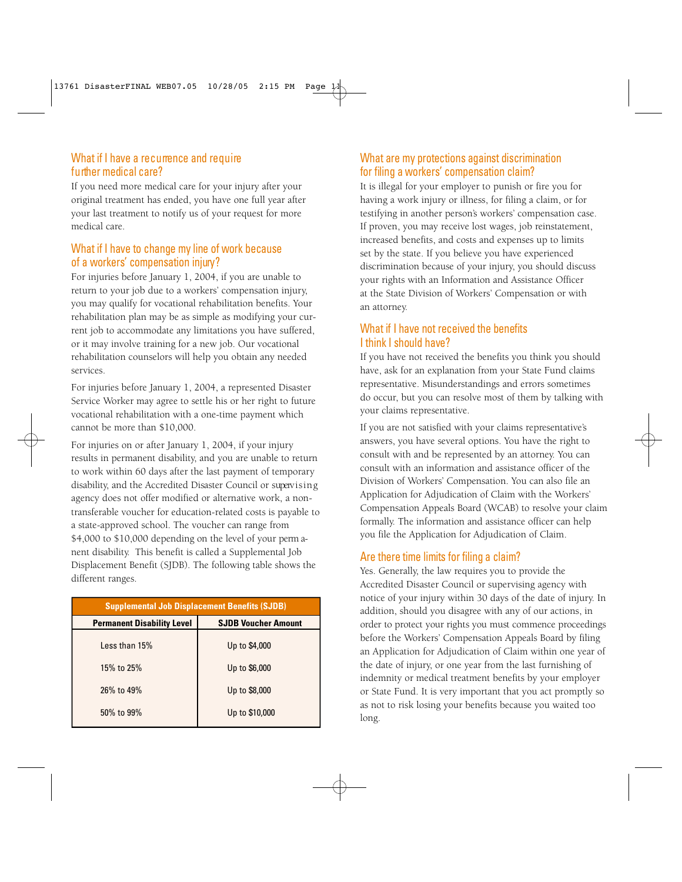## What if I have a recurrence and require further medical care?

If you need more medical care for your injury after your original treatment has ended, you have one full year after your last treatment to notify us of your request for more medical care.

## What if I have to change my line of work because of a workers' compensation injury?

For injuries before January 1, 2004, if you are unable to return to your job due to a workers' compensation injury, you may qualify for vocational rehabilitation benefits. Your rehabilitation plan may be as simple as modifying your current job to accommodate any limitations you have suffered, or it may involve training for a new job. Our vocational rehabilitation counselors will help you obtain any needed services.

For injuries before January 1, 2004, a represented Disaster Service Worker may agree to settle his or her right to future vocational rehabilitation with a one-time payment which cannot be more than $10,000.

For injuries on or after January 1, 2004, if your injury results in permanent disability, and you are unable to return to work within 60 days after the last payment of temporary disability, and the Accredited Disaster Council or supervising agency does not offer modified or alternative work, a non-transferable voucher for education-related costs is payable to a state-approved school. The voucher can range from $4,000 to $10,000 depending on the level of your permanent disability. This benefit is called a Supplemental Job Displacement Benefit (SJDB). The following table shows the different ranges.

| Supplemental Job Displacement Benefits (SJDB) | |
|---|---|
| **Permanent Disability Level** | **SJDB Voucher Amount** |
| Less than 15% | Up to $4,000 |
| 15% to 25% | Up to $6,000 |
| 26% to 49% | Up to $8,000 |
| 50% to 99% | Up to $10,000 |

## What are my protections against discrimination for filing a workers' compensation claim?

It is illegal for your employer to punish or fire you for having a work injury or illness, for filing a claim, or for testifying in another person's workers' compensation case. If proven, you may receive lost wages, job reinstatement, increased benefits, and costs and expenses up to limits set by the state. If you believe you have experienced discrimination because of your injury, you should discuss your rights with an Information and Assistance Officer at the State Division of Workers' Compensation or with an attorney.

## What if I have not received the benefits I think I should have?

If you have not received the benefits you think you should have, ask for an explanation from your State Fund claims representative. Misunderstandings and errors sometimes do occur, but you can resolve most of them by talking with your claims representative.

If you are not satisfied with your claims representative's answers, you have several options. You have the right to consult with and be represented by an attorney. You can consult with an information and assistance officer of the Division of Workers' Compensation. You can also file an Application for Adjudication of Claim with the Workers' Compensation Appeals Board (WCAB) to resolve your claim formally. The information and assistance officer can help you file the Application for Adjudication of Claim.

## Are there time limits for filing a claim?

Yes. Generally, the law requires you to provide the Accredited Disaster Council or supervising agency with notice of your injury within 30 days of the date of injury. In addition, should you disagree with any of our actions, in order to protect your rights you must commence proceedings before the Workers' Compensation Appeals Board by filing an Application for Adjudication of Claim within one year of the date of injury, or one year from the last furnishing of indemnity or medical treatment benefits by your employer or State Fund. It is very important that you act promptly so as not to risk losing your benefits because you waited too long.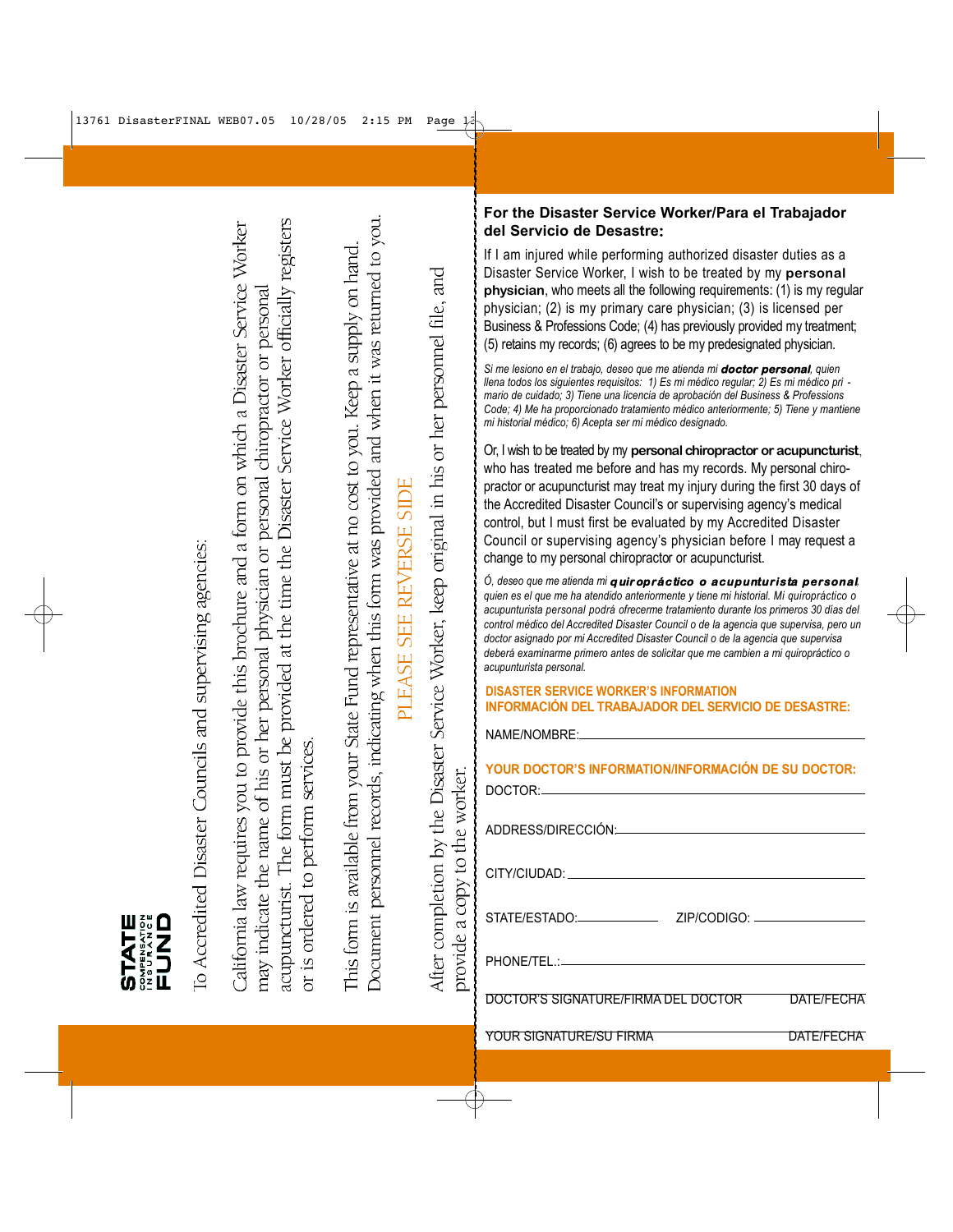STATE COMPENSATION INSURANCE FUND

To Accredited Disaster Councils and supervising agencies:

California law requires you to provide this brochure and a form on which a Disaster Service Worker may indicate the name of his or her personal physician or personal chiropractor or personal acupuncturist. The form must be provided at the time the Disaster Service Worker officially registers or is ordered to perform services.

This form is available from your State Fund representative at no cost to you. Keep a supply on hand. Document personnel records, indicating when this form was provided and when it was returned to you.

PLEASE SEE REVERSE SIDE

After completion by the Disaster Service Worker, keep original in his or her personnel file, and provide a copy to the worker.

## For the Disaster Service Worker/Para el Trabajador del Servicio de Desastre:

If I am injured while performing authorized disaster duties as a Disaster Service Worker, I wish to be treated by my **personal physician**, who meets all the following requirements: (1) is my regular physician; (2) is my primary care physician; (3) is licensed per Business & Professions Code; (4) has previously provided my treatment; (5) retains my records; (6) agrees to be my predesignated physician.

*Si me lesiono en el trabajo, deseo que me atienda mi* ***doctor personal****, quien llena todos los siguientes requisitos: 1) Es mi médico regular; 2) Es mi médico primario de cuidado; 3) Tiene una licencia de aprobación del Business & Professions Code; 4) Me ha proporcionado tratamiento médico anteriormente; 5) Tiene y mantiene mi historial médico; 6) Acepta ser mi médico designado.*

Or, I wish to be treated by my **personal chiropractor or acupuncturist**, who has treated me before and has my records. My personal chiropractor or acupuncturist may treat my injury during the first 30 days of the Accredited Disaster Council's or supervising agency's medical control, but I must first be evaluated by my Accredited Disaster Council or supervising agency's physician before I may request a change to my personal chiropractor or acupuncturist.

*Ó, deseo que me atienda mi* ***quiropráctico o acupunturista personal****, quien es el que me ha atendido anteriormente y tiene mi historial. Mi quiropráctico o acupunturista personal podrá ofrecerme tratamiento durante los primeros 30 días del control médico del Accredited Disaster Council o de la agencia que supervisa, pero un doctor asignado por mi Accredited Disaster Council o de la agencia que supervisa deberá examinarme primero antes de solicitar que me cambien a mi quiropráctico o acupunturista personal.*

### DISASTER SERVICE WORKER'S INFORMATION
### INFORMACIÓN DEL TRABAJADOR DEL SERVICIO DE DESASTRE:

NAME/NOMBRE: ______________________________

### YOUR DOCTOR'S INFORMATION/INFORMACIÓN DE SU DOCTOR:

DOCTOR: ______________________________

ADDRESS/DIRECCIÓN: ______________________________

CITY/CIUDAD: ______________________________

STATE/ESTADO: ____________ ZIP/CODIGO: ____________

PHONE/TEL.: ______________________________

DOCTOR'S SIGNATURE/FIRMA DEL DOCTOR DATE/FECHA

YOUR SIGNATURE/SU FIRMA DATE/FECHA